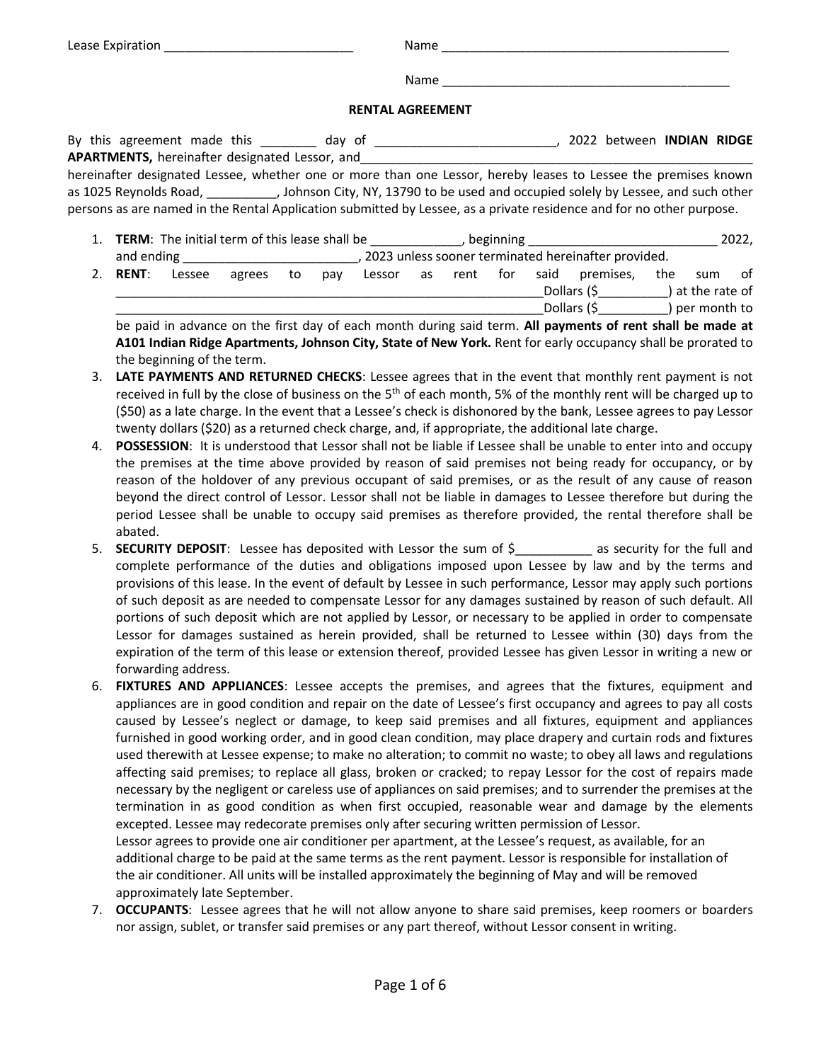Lease Expiration ___________________________ Name __________________________________________

Name __________________________________________

## RENTAL AGREEMENT

By this agreement made this ________ day of __________________________, 2022 between **INDIAN RIDGE APARTMENTS,** hereinafter designated Lessor, and_____________________________________________________________ hereinafter designated Lessee, whether one or more than one Lessor, hereby leases to Lessee the premises known as 1025 Reynolds Road, __________, Johnson City, NY, 13790 to be used and occupied solely by Lessee, and such other persons as are named in the Rental Application submitted by Lessee, as a private residence and for no other purpose.

1. **TERM**: The initial term of this lease shall be _____________, beginning ___________________________ 2022, and ending _________________________, 2023 unless sooner terminated hereinafter provided.
2. **RENT**: Lessee agrees to pay Lessor as rent for said premises, the sum of _______________________________________________________________Dollars ($__________) at the rate of _______________________________________________________________Dollars ($__________) per month to be paid in advance on the first day of each month during said term. **All payments of rent shall be made at A101 Indian Ridge Apartments, Johnson City, State of New York.** Rent for early occupancy shall be prorated to the beginning of the term.
3. **LATE PAYMENTS AND RETURNED CHECKS**: Lessee agrees that in the event that monthly rent payment is not received in full by the close of business on the 5th of each month, 5% of the monthly rent will be charged up to ($50) as a late charge. In the event that a Lessee's check is dishonored by the bank, Lessee agrees to pay Lessor twenty dollars ($20) as a returned check charge, and, if appropriate, the additional late charge.
4. **POSSESSION**: It is understood that Lessor shall not be liable if Lessee shall be unable to enter into and occupy the premises at the time above provided by reason of said premises not being ready for occupancy, or by reason of the holdover of any previous occupant of said premises, or as the result of any cause of reason beyond the direct control of Lessor. Lessor shall not be liable in damages to Lessee therefore but during the period Lessee shall be unable to occupy said premises as therefore provided, the rental therefore shall be abated.
5. **SECURITY DEPOSIT**: Lessee has deposited with Lessor the sum of $___________ as security for the full and complete performance of the duties and obligations imposed upon Lessee by law and by the terms and provisions of this lease. In the event of default by Lessee in such performance, Lessor may apply such portions of such deposit as are needed to compensate Lessor for any damages sustained by reason of such default. All portions of such deposit which are not applied by Lessor, or necessary to be applied in order to compensate Lessor for damages sustained as herein provided, shall be returned to Lessee within (30) days from the expiration of the term of this lease or extension thereof, provided Lessee has given Lessor in writing a new or forwarding address.
6. **FIXTURES AND APPLIANCES**: Lessee accepts the premises, and agrees that the fixtures, equipment and appliances are in good condition and repair on the date of Lessee's first occupancy and agrees to pay all costs caused by Lessee's neglect or damage, to keep said premises and all fixtures, equipment and appliances furnished in good working order, and in good clean condition, may place drapery and curtain rods and fixtures used therewith at Lessee expense; to make no alteration; to commit no waste; to obey all laws and regulations affecting said premises; to replace all glass, broken or cracked; to repay Lessor for the cost of repairs made necessary by the negligent or careless use of appliances on said premises; and to surrender the premises at the termination in as good condition as when first occupied, reasonable wear and damage by the elements excepted. Lessee may redecorate premises only after securing written permission of Lessor.
   Lessor agrees to provide one air conditioner per apartment, at the Lessee's request, as available, for an additional charge to be paid at the same terms as the rent payment. Lessor is responsible for installation of the air conditioner. All units will be installed approximately the beginning of May and will be removed approximately late September.
7. **OCCUPANTS**: Lessee agrees that he will not allow anyone to share said premises, keep roomers or boarders nor assign, sublet, or transfer said premises or any part thereof, without Lessor consent in writing.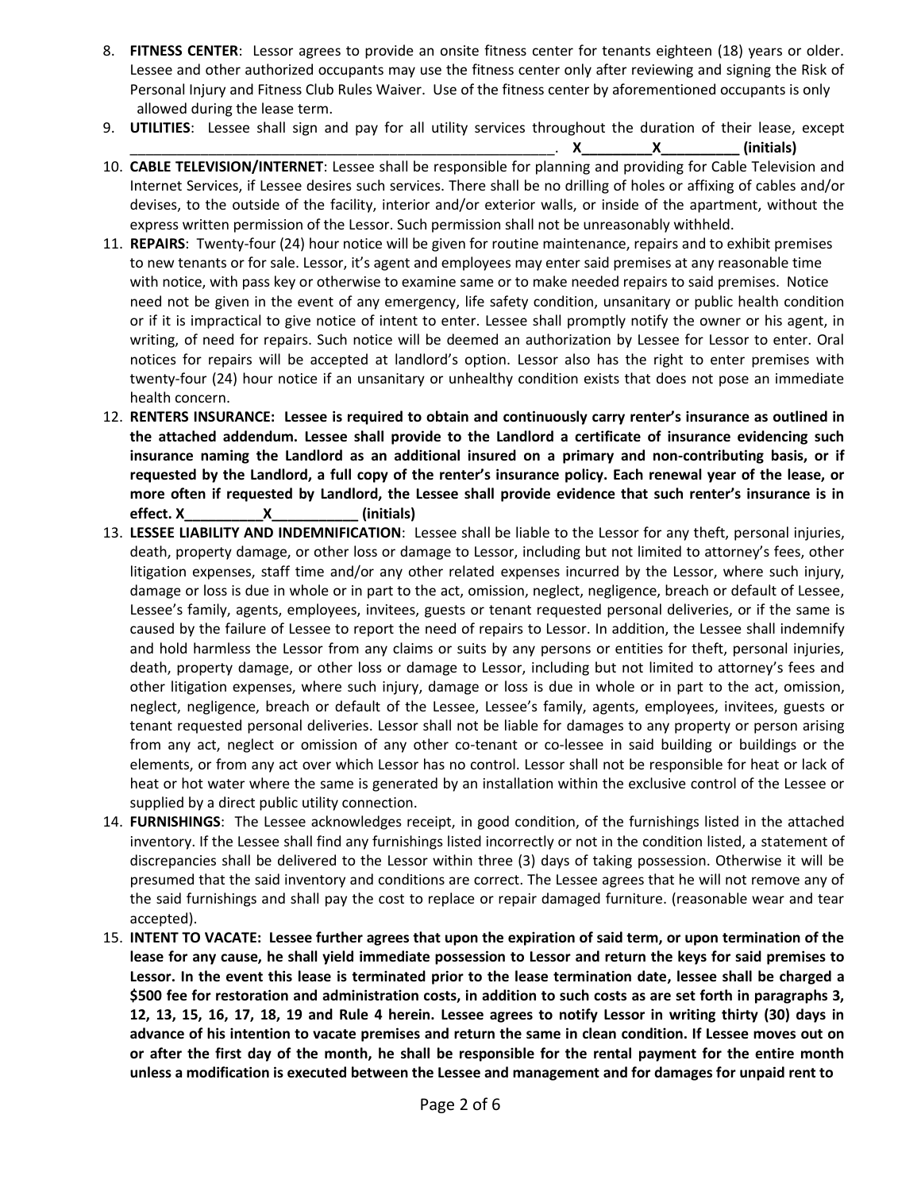8. **FITNESS CENTER**: Lessor agrees to provide an onsite fitness center for tenants eighteen (18) years or older. Lessee and other authorized occupants may use the fitness center only after reviewing and signing the Risk of Personal Injury and Fitness Club Rules Waiver. Use of the fitness center by aforementioned occupants is only allowed during the lease term.
9. **UTILITIES**: Lessee shall sign and pay for all utility services throughout the duration of their lease, except ________________________________________________________. **X_________X__________ (initials)**
10. **CABLE TELEVISION/INTERNET**: Lessee shall be responsible for planning and providing for Cable Television and Internet Services, if Lessee desires such services. There shall be no drilling of holes or affixing of cables and/or devises, to the outside of the facility, interior and/or exterior walls, or inside of the apartment, without the express written permission of the Lessor. Such permission shall not be unreasonably withheld.
11. **REPAIRS**: Twenty-four (24) hour notice will be given for routine maintenance, repairs and to exhibit premises to new tenants or for sale. Lessor, it's agent and employees may enter said premises at any reasonable time with notice, with pass key or otherwise to examine same or to make needed repairs to said premises. Notice need not be given in the event of any emergency, life safety condition, unsanitary or public health condition or if it is impractical to give notice of intent to enter. Lessee shall promptly notify the owner or his agent, in writing, of need for repairs. Such notice will be deemed an authorization by Lessee for Lessor to enter. Oral notices for repairs will be accepted at landlord's option. Lessor also has the right to enter premises with twenty-four (24) hour notice if an unsanitary or unhealthy condition exists that does not pose an immediate health concern.
12. **RENTERS INSURANCE: Lessee is required to obtain and continuously carry renter's insurance as outlined in the attached addendum. Lessee shall provide to the Landlord a certificate of insurance evidencing such insurance naming the Landlord as an additional insured on a primary and non-contributing basis, or if requested by the Landlord, a full copy of the renter's insurance policy. Each renewal year of the lease, or more often if requested by Landlord, the Lessee shall provide evidence that such renter's insurance is in effect. X__________X___________ (initials)**
13. **LESSEE LIABILITY AND INDEMNIFICATION**: Lessee shall be liable to the Lessor for any theft, personal injuries, death, property damage, or other loss or damage to Lessor, including but not limited to attorney's fees, other litigation expenses, staff time and/or any other related expenses incurred by the Lessor, where such injury, damage or loss is due in whole or in part to the act, omission, neglect, negligence, breach or default of Lessee, Lessee's family, agents, employees, invitees, guests or tenant requested personal deliveries, or if the same is caused by the failure of Lessee to report the need of repairs to Lessor. In addition, the Lessee shall indemnify and hold harmless the Lessor from any claims or suits by any persons or entities for theft, personal injuries, death, property damage, or other loss or damage to Lessor, including but not limited to attorney's fees and other litigation expenses, where such injury, damage or loss is due in whole or in part to the act, omission, neglect, negligence, breach or default of the Lessee, Lessee's family, agents, employees, invitees, guests or tenant requested personal deliveries. Lessor shall not be liable for damages to any property or person arising from any act, neglect or omission of any other co-tenant or co-lessee in said building or buildings or the elements, or from any act over which Lessor has no control. Lessor shall not be responsible for heat or lack of heat or hot water where the same is generated by an installation within the exclusive control of the Lessee or supplied by a direct public utility connection.
14. **FURNISHINGS**: The Lessee acknowledges receipt, in good condition, of the furnishings listed in the attached inventory. If the Lessee shall find any furnishings listed incorrectly or not in the condition listed, a statement of discrepancies shall be delivered to the Lessor within three (3) days of taking possession. Otherwise it will be presumed that the said inventory and conditions are correct. The Lessee agrees that he will not remove any of the said furnishings and shall pay the cost to replace or repair damaged furniture. (reasonable wear and tear accepted).
15. **INTENT TO VACATE: Lessee further agrees that upon the expiration of said term, or upon termination of the lease for any cause, he shall yield immediate possession to Lessor and return the keys for said premises to Lessor. In the event this lease is terminated prior to the lease termination date, lessee shall be charged a $500 fee for restoration and administration costs, in addition to such costs as are set forth in paragraphs 3, 12, 13, 15, 16, 17, 18, 19 and Rule 4 herein. Lessee agrees to notify Lessor in writing thirty (30) days in advance of his intention to vacate premises and return the same in clean condition. If Lessee moves out on or after the first day of the month, he shall be responsible for the rental payment for the entire month unless a modification is executed between the Lessee and management and for damages for unpaid rent to**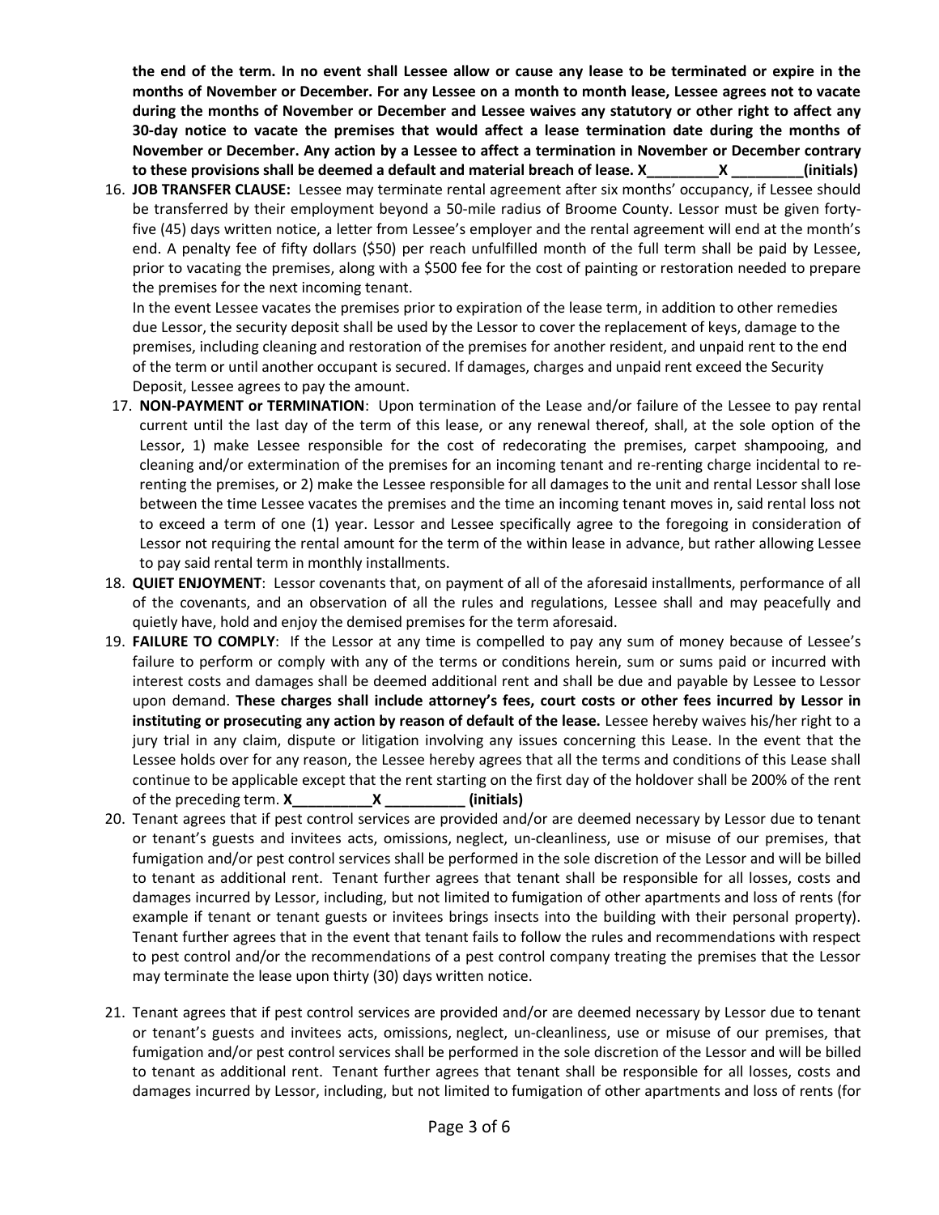**the end of the term. In no event shall Lessee allow or cause any lease to be terminated or expire in the months of November or December. For any Lessee on a month to month lease, Lessee agrees not to vacate during the months of November or December and Lessee waives any statutory or other right to affect any 30-day notice to vacate the premises that would affect a lease termination date during the months of November or December. Any action by a Lessee to affect a termination in November or December contrary to these provisions shall be deemed a default and material breach of lease. X_________X _________(initials)**

16. **JOB TRANSFER CLAUSE:** Lessee may terminate rental agreement after six months' occupancy, if Lessee should be transferred by their employment beyond a 50-mile radius of Broome County. Lessor must be given forty-five (45) days written notice, a letter from Lessee's employer and the rental agreement will end at the month's end. A penalty fee of fifty dollars ($50) per reach unfulfilled month of the full term shall be paid by Lessee, prior to vacating the premises, along with a $500 fee for the cost of painting or restoration needed to prepare the premises for the next incoming tenant.

    In the event Lessee vacates the premises prior to expiration of the lease term, in addition to other remedies due Lessor, the security deposit shall be used by the Lessor to cover the replacement of keys, damage to the premises, including cleaning and restoration of the premises for another resident, and unpaid rent to the end of the term or until another occupant is secured. If damages, charges and unpaid rent exceed the Security Deposit, Lessee agrees to pay the amount.

17. **NON-PAYMENT or TERMINATION**: Upon termination of the Lease and/or failure of the Lessee to pay rental current until the last day of the term of this lease, or any renewal thereof, shall, at the sole option of the Lessor, 1) make Lessee responsible for the cost of redecorating the premises, carpet shampooing, and cleaning and/or extermination of the premises for an incoming tenant and re-renting charge incidental to re-renting the premises, or 2) make the Lessee responsible for all damages to the unit and rental Lessor shall lose between the time Lessee vacates the premises and the time an incoming tenant moves in, said rental loss not to exceed a term of one (1) year. Lessor and Lessee specifically agree to the foregoing in consideration of Lessor not requiring the rental amount for the term of the within lease in advance, but rather allowing Lessee to pay said rental term in monthly installments.

18. **QUIET ENJOYMENT**: Lessor covenants that, on payment of all of the aforesaid installments, performance of all of the covenants, and an observation of all the rules and regulations, Lessee shall and may peacefully and quietly have, hold and enjoy the demised premises for the term aforesaid.

19. **FAILURE TO COMPLY**: If the Lessor at any time is compelled to pay any sum of money because of Lessee's failure to perform or comply with any of the terms or conditions herein, sum or sums paid or incurred with interest costs and damages shall be deemed additional rent and shall be due and payable by Lessee to Lessor upon demand. **These charges shall include attorney's fees, court costs or other fees incurred by Lessor in instituting or prosecuting any action by reason of default of the lease.** Lessee hereby waives his/her right to a jury trial in any claim, dispute or litigation involving any issues concerning this Lease. In the event that the Lessee holds over for any reason, the Lessee hereby agrees that all the terms and conditions of this Lease shall continue to be applicable except that the rent starting on the first day of the holdover shall be 200% of the rent of the preceding term. **X__________X __________ (initials)**

20. Tenant agrees that if pest control services are provided and/or are deemed necessary by Lessor due to tenant or tenant's guests and invitees acts, omissions, neglect, un-cleanliness, use or misuse of our premises, that fumigation and/or pest control services shall be performed in the sole discretion of the Lessor and will be billed to tenant as additional rent. Tenant further agrees that tenant shall be responsible for all losses, costs and damages incurred by Lessor, including, but not limited to fumigation of other apartments and loss of rents (for example if tenant or tenant guests or invitees brings insects into the building with their personal property). Tenant further agrees that in the event that tenant fails to follow the rules and recommendations with respect to pest control and/or the recommendations of a pest control company treating the premises that the Lessor may terminate the lease upon thirty (30) days written notice.

21. Tenant agrees that if pest control services are provided and/or are deemed necessary by Lessor due to tenant or tenant's guests and invitees acts, omissions, neglect, un-cleanliness, use or misuse of our premises, that fumigation and/or pest control services shall be performed in the sole discretion of the Lessor and will be billed to tenant as additional rent. Tenant further agrees that tenant shall be responsible for all losses, costs and damages incurred by Lessor, including, but not limited to fumigation of other apartments and loss of rents (for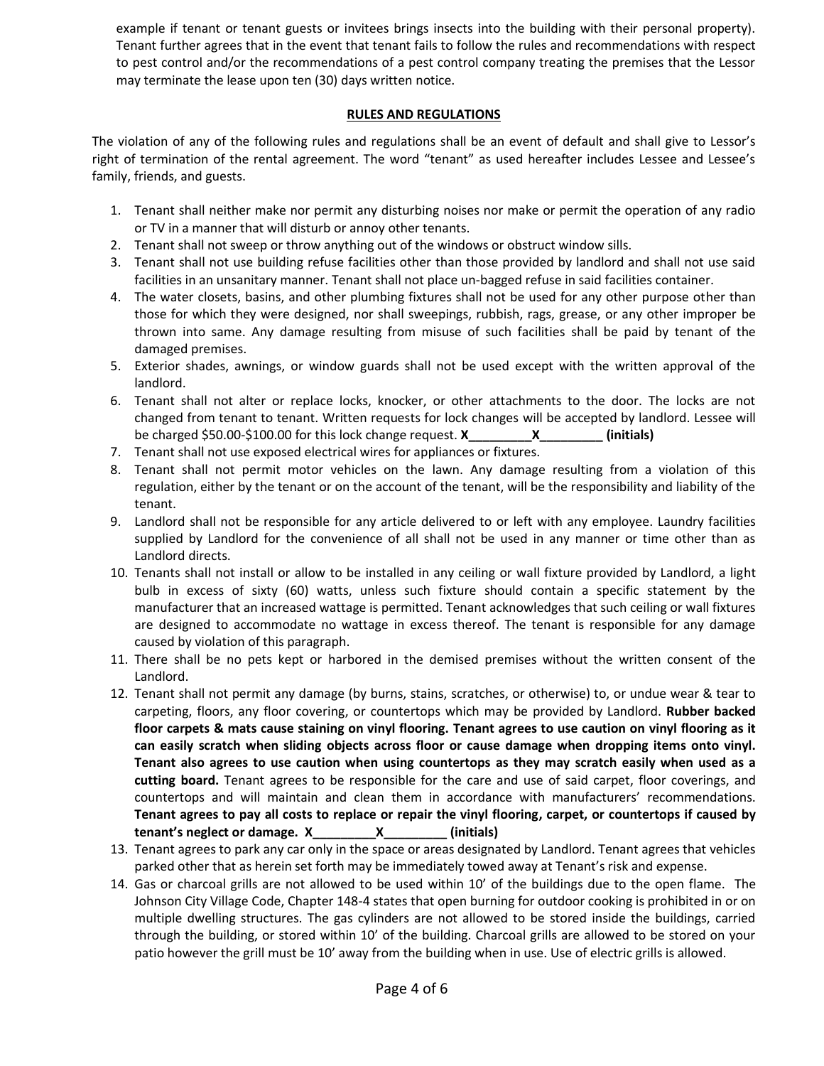example if tenant or tenant guests or invitees brings insects into the building with their personal property). Tenant further agrees that in the event that tenant fails to follow the rules and recommendations with respect to pest control and/or the recommendations of a pest control company treating the premises that the Lessor may terminate the lease upon ten (30) days written notice.

## RULES AND REGULATIONS

The violation of any of the following rules and regulations shall be an event of default and shall give to Lessor's right of termination of the rental agreement. The word "tenant" as used hereafter includes Lessee and Lessee's family, friends, and guests.

1. Tenant shall neither make nor permit any disturbing noises nor make or permit the operation of any radio or TV in a manner that will disturb or annoy other tenants.
2. Tenant shall not sweep or throw anything out of the windows or obstruct window sills.
3. Tenant shall not use building refuse facilities other than those provided by landlord and shall not use said facilities in an unsanitary manner. Tenant shall not place un-bagged refuse in said facilities container.
4. The water closets, basins, and other plumbing fixtures shall not be used for any other purpose other than those for which they were designed, nor shall sweepings, rubbish, rags, grease, or any other improper be thrown into same. Any damage resulting from misuse of such facilities shall be paid by tenant of the damaged premises.
5. Exterior shades, awnings, or window guards shall not be used except with the written approval of the landlord.
6. Tenant shall not alter or replace locks, knocker, or other attachments to the door. The locks are not changed from tenant to tenant. Written requests for lock changes will be accepted by landlord. Lessee will be charged $50.00-$100.00 for this lock change request. **X_________X_________ (initials)**
7. Tenant shall not use exposed electrical wires for appliances or fixtures.
8. Tenant shall not permit motor vehicles on the lawn. Any damage resulting from a violation of this regulation, either by the tenant or on the account of the tenant, will be the responsibility and liability of the tenant.
9. Landlord shall not be responsible for any article delivered to or left with any employee. Laundry facilities supplied by Landlord for the convenience of all shall not be used in any manner or time other than as Landlord directs.
10. Tenants shall not install or allow to be installed in any ceiling or wall fixture provided by Landlord, a light bulb in excess of sixty (60) watts, unless such fixture should contain a specific statement by the manufacturer that an increased wattage is permitted. Tenant acknowledges that such ceiling or wall fixtures are designed to accommodate no wattage in excess thereof. The tenant is responsible for any damage caused by violation of this paragraph.
11. There shall be no pets kept or harbored in the demised premises without the written consent of the Landlord.
12. Tenant shall not permit any damage (by burns, stains, scratches, or otherwise) to, or undue wear & tear to carpeting, floors, any floor covering, or countertops which may be provided by Landlord. **Rubber backed floor carpets & mats cause staining on vinyl flooring. Tenant agrees to use caution on vinyl flooring as it can easily scratch when sliding objects across floor or cause damage when dropping items onto vinyl. Tenant also agrees to use caution when using countertops as they may scratch easily when used as a cutting board.** Tenant agrees to be responsible for the care and use of said carpet, floor coverings, and countertops and will maintain and clean them in accordance with manufacturers' recommendations. **Tenant agrees to pay all costs to replace or repair the vinyl flooring, carpet, or countertops if caused by tenant's neglect or damage. X_________X_________ (initials)**
13. Tenant agrees to park any car only in the space or areas designated by Landlord. Tenant agrees that vehicles parked other that as herein set forth may be immediately towed away at Tenant's risk and expense.
14. Gas or charcoal grills are not allowed to be used within 10' of the buildings due to the open flame. The Johnson City Village Code, Chapter 148-4 states that open burning for outdoor cooking is prohibited in or on multiple dwelling structures. The gas cylinders are not allowed to be stored inside the buildings, carried through the building, or stored within 10' of the building. Charcoal grills are allowed to be stored on your patio however the grill must be 10' away from the building when in use. Use of electric grills is allowed.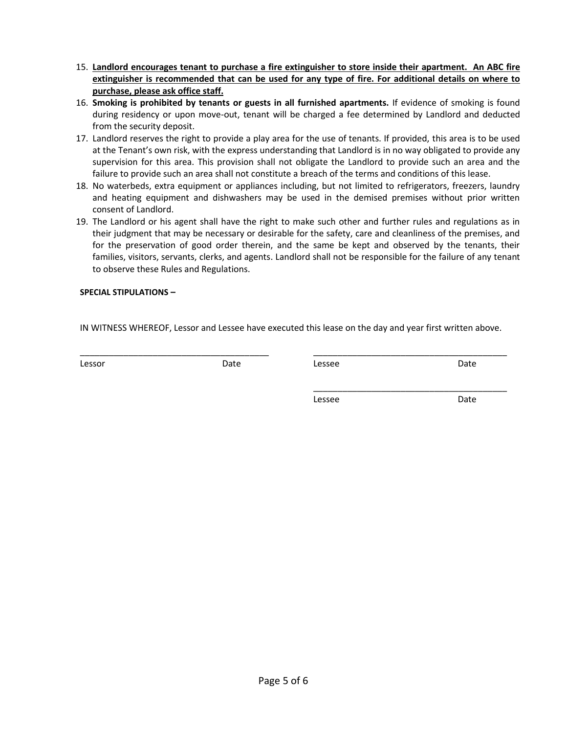15. **Landlord encourages tenant to purchase a fire extinguisher to store inside their apartment. An ABC fire extinguisher is recommended that can be used for any type of fire. For additional details on where to purchase, please ask office staff.**
16. **Smoking is prohibited by tenants or guests in all furnished apartments.** If evidence of smoking is found during residency or upon move-out, tenant will be charged a fee determined by Landlord and deducted from the security deposit.
17. Landlord reserves the right to provide a play area for the use of tenants. If provided, this area is to be used at the Tenant's own risk, with the express understanding that Landlord is in no way obligated to provide any supervision for this area. This provision shall not obligate the Landlord to provide such an area and the failure to provide such an area shall not constitute a breach of the terms and conditions of this lease.
18. No waterbeds, extra equipment or appliances including, but not limited to refrigerators, freezers, laundry and heating equipment and dishwashers may be used in the demised premises without prior written consent of Landlord.
19. The Landlord or his agent shall have the right to make such other and further rules and regulations as in their judgment that may be necessary or desirable for the safety, care and cleanliness of the premises, and for the preservation of good order therein, and the same be kept and observed by the tenants, their families, visitors, servants, clerks, and agents. Landlord shall not be responsible for the failure of any tenant to observe these Rules and Regulations.

**SPECIAL STIPULATIONS –**

IN WITNESS WHEREOF, Lessor and Lessee have executed this lease on the day and year first written above.

\_\_\_\_\_\_\_\_\_\_\_\_\_\_\_\_\_\_\_\_\_\_\_\_\_\_\_\_\_\_\_\_\_\_\_\_\_\_\_\_
Lessor Date

\_\_\_\_\_\_\_\_\_\_\_\_\_\_\_\_\_\_\_\_\_\_\_\_\_\_\_\_\_\_\_\_\_\_\_\_\_\_\_\_
Lessee Date

\_\_\_\_\_\_\_\_\_\_\_\_\_\_\_\_\_\_\_\_\_\_\_\_\_\_\_\_\_\_\_\_\_\_\_\_\_\_\_\_
Lessee Date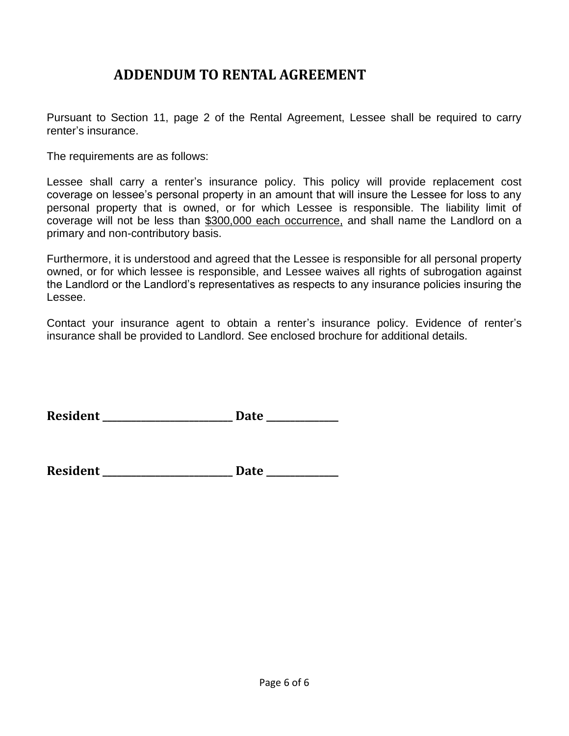# ADDENDUM TO RENTAL AGREEMENT

Pursuant to Section 11, page 2 of the Rental Agreement, Lessee shall be required to carry renter's insurance.

The requirements are as follows:

Lessee shall carry a renter's insurance policy. This policy will provide replacement cost coverage on lessee's personal property in an amount that will insure the Lessee for loss to any personal property that is owned, or for which Lessee is responsible. The liability limit of coverage will not be less than <u>$300,000 each occurrence,</u> and shall name the Landlord on a primary and non-contributory basis.

Furthermore, it is understood and agreed that the Lessee is responsible for all personal property owned, or for which lessee is responsible, and Lessee waives all rights of subrogation against the Landlord or the Landlord's representatives as respects to any insurance policies insuring the Lessee.

Contact your insurance agent to obtain a renter's insurance policy. Evidence of renter's insurance shall be provided to Landlord. See enclosed brochure for additional details.

**Resident \_\_\_\_\_\_\_\_\_\_\_\_\_\_\_\_\_\_\_\_\_\_\_\_\_\_\_\_ Date \_\_\_\_\_\_\_\_\_\_\_\_\_\_**

**Resident \_\_\_\_\_\_\_\_\_\_\_\_\_\_\_\_\_\_\_\_\_\_\_\_\_\_\_\_ Date \_\_\_\_\_\_\_\_\_\_\_\_\_\_**